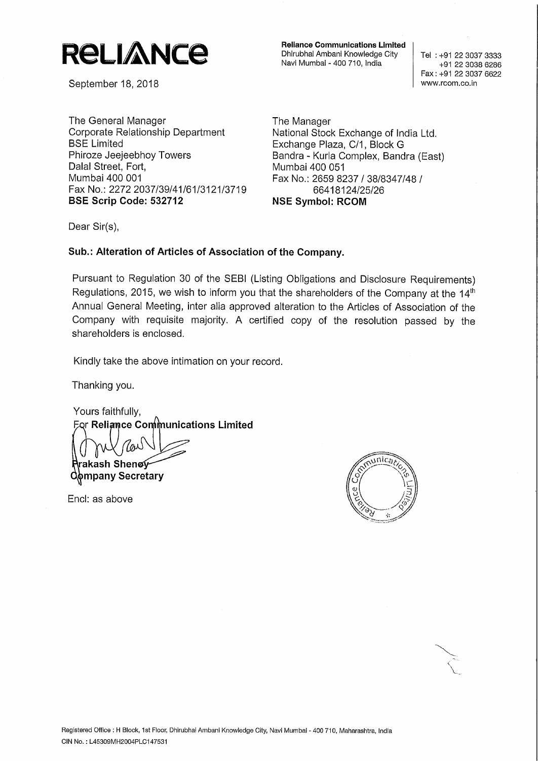**RELIANCE**

**Reliance Communications Limited**
Dhirubhai Ambani Knowledge City
Navi Mumbai - 400 710, India

Tel : +91 22 3037 3333
+91 22 3038 6286
Fax : +91 22 3037 6622
www.rcom.co.in

September 18, 2018

The General Manager
Corporate Relationship Department
BSE Limited
Phiroze Jeejeebhoy Towers
Dalal Street, Fort,
Mumbai 400 001
Fax No.: 2272 2037/39/41/61/3121/3719
**BSE Scrip Code: 532712**

The Manager
National Stock Exchange of India Ltd.
Exchange Plaza, C/1, Block G
Bandra - Kurla Complex, Bandra (East)
Mumbai 400 051
Fax No.: 2659 8237 / 38/8347/48 /
66418124/25/26
**NSE Symbol: RCOM**

Dear Sir(s),

**Sub.: Alteration of Articles of Association of the Company.**

Pursuant to Regulation 30 of the SEBI (Listing Obligations and Disclosure Requirements) Regulations, 2015, we wish to inform you that the shareholders of the Company at the 14th Annual General Meeting, inter alia approved alteration to the Articles of Association of the Company with requisite majority. A certified copy of the resolution passed by the shareholders is enclosed.

Kindly take the above intimation on your record.

Thanking you.

Yours faithfully,
For **Reliance Communications Limited**

**Prakash Shenoy**
**Company Secretary**

Encl: as above

Registered Office : H Block, 1st Floor, Dhirubhai Ambani Knowledge City, Navi Mumbai - 400 710, Maharashtra, India
CIN No. : L45309MH2004PLC147531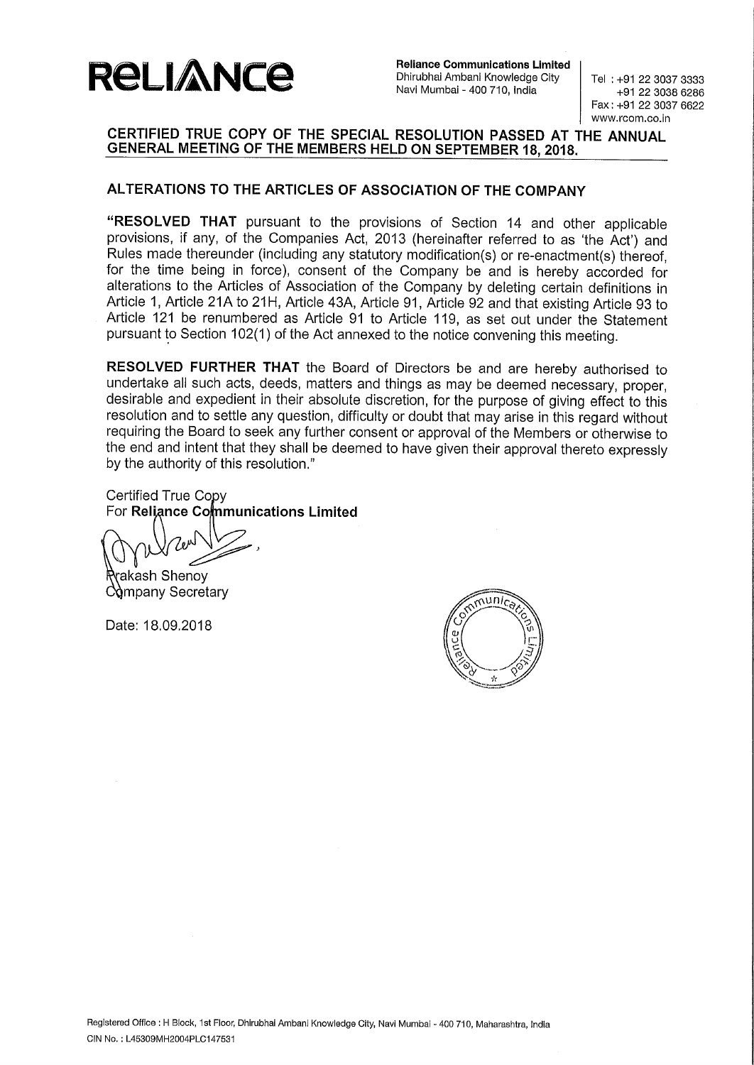**Reliance Communications Limited**
Dhirubhai Ambani Knowledge City
Navi Mumbai - 400 710, India

Tel : +91 22 3037 3333
+91 22 3038 6286
Fax : +91 22 3037 6622
www.rcom.co.in

## CERTIFIED TRUE COPY OF THE SPECIAL RESOLUTION PASSED AT THE ANNUAL GENERAL MEETING OF THE MEMBERS HELD ON SEPTEMBER 18, 2018.

### ALTERATIONS TO THE ARTICLES OF ASSOCIATION OF THE COMPANY

**"RESOLVED THAT** pursuant to the provisions of Section 14 and other applicable provisions, if any, of the Companies Act, 2013 (hereinafter referred to as 'the Act') and Rules made thereunder (including any statutory modification(s) or re-enactment(s) thereof, for the time being in force), consent of the Company be and is hereby accorded for alterations to the Articles of Association of the Company by deleting certain definitions in Article 1, Article 21A to 21H, Article 43A, Article 91, Article 92 and that existing Article 93 to Article 121 be renumbered as Article 91 to Article 119, as set out under the Statement pursuant to Section 102(1) of the Act annexed to the notice convening this meeting.

**RESOLVED FURTHER THAT** the Board of Directors be and are hereby authorised to undertake all such acts, deeds, matters and things as may be deemed necessary, proper, desirable and expedient in their absolute discretion, for the purpose of giving effect to this resolution and to settle any question, difficulty or doubt that may arise in this regard without requiring the Board to seek any further consent or approval of the Members or otherwise to the end and intent that they shall be deemed to have given their approval thereto expressly by the authority of this resolution."

Certified True Copy
For **Reliance Communications Limited**

Prakash Shenoy
Company Secretary

Date: 18.09.2018

Registered Office : H Block, 1st Floor, Dhirubhai Ambani Knowledge City, Navi Mumbai - 400 710, Maharashtra, India
CIN No. : L45309MH2004PLC147531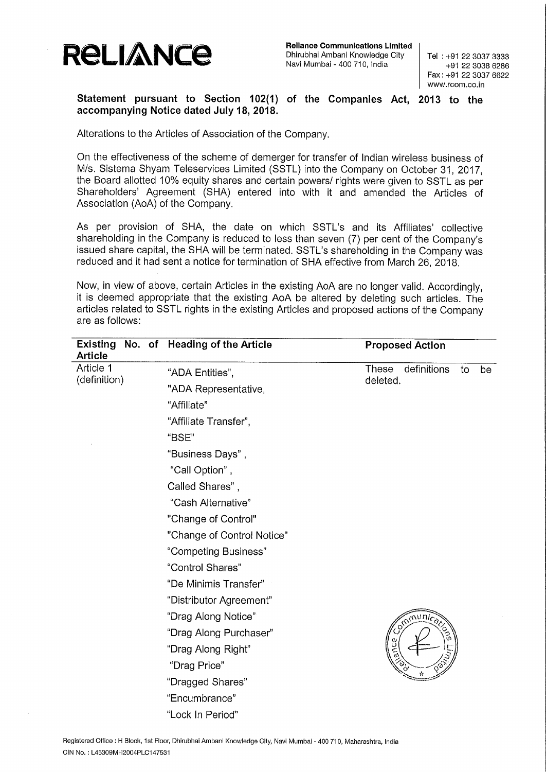**Statement pursuant to Section 102(1) of the Companies Act, 2013 to the accompanying Notice dated July 18, 2018.**

Alterations to the Articles of Association of the Company.

On the effectiveness of the scheme of demerger for transfer of Indian wireless business of M/s. Sistema Shyam Teleservices Limited (SSTL) into the Company on October 31, 2017, the Board allotted 10% equity shares and certain powers/ rights were given to SSTL as per Shareholders' Agreement (SHA) entered into with it and amended the Articles of Association (AoA) of the Company.

As per provision of SHA, the date on which SSTL's and its Affiliates' collective shareholding in the Company is reduced to less than seven (7) per cent of the Company's issued share capital, the SHA will be terminated. SSTL's shareholding in the Company was reduced and it had sent a notice for termination of SHA effective from March 26, 2018.

Now, in view of above, certain Articles in the existing AoA are no longer valid. Accordingly, it is deemed appropriate that the existing AoA be altered by deleting such articles. The articles related to SSTL rights in the existing Articles and proposed actions of the Company are as follows:

| Existing No. of Article | Heading of the Article | Proposed Action |
|---|---|---|
| Article 1 (definition) | "ADA Entities",<br>"ADA Representative,<br>"Affiliate"<br>"Affiliate Transfer",<br>"BSE"<br>"Business Days",<br>"Call Option",<br>Called Shares",<br>"Cash Alternative"<br>"Change of Control"<br>"Change of Control Notice"<br>"Competing Business"<br>"Control Shares"<br>"De Minimis Transfer"<br>"Distributor Agreement"<br>"Drag Along Notice"<br>"Drag Along Purchaser"<br>"Drag Along Right"<br>"Drag Price"<br>"Dragged Shares"<br>"Encumbrance"<br>"Lock In Period" | These definitions to be deleted. |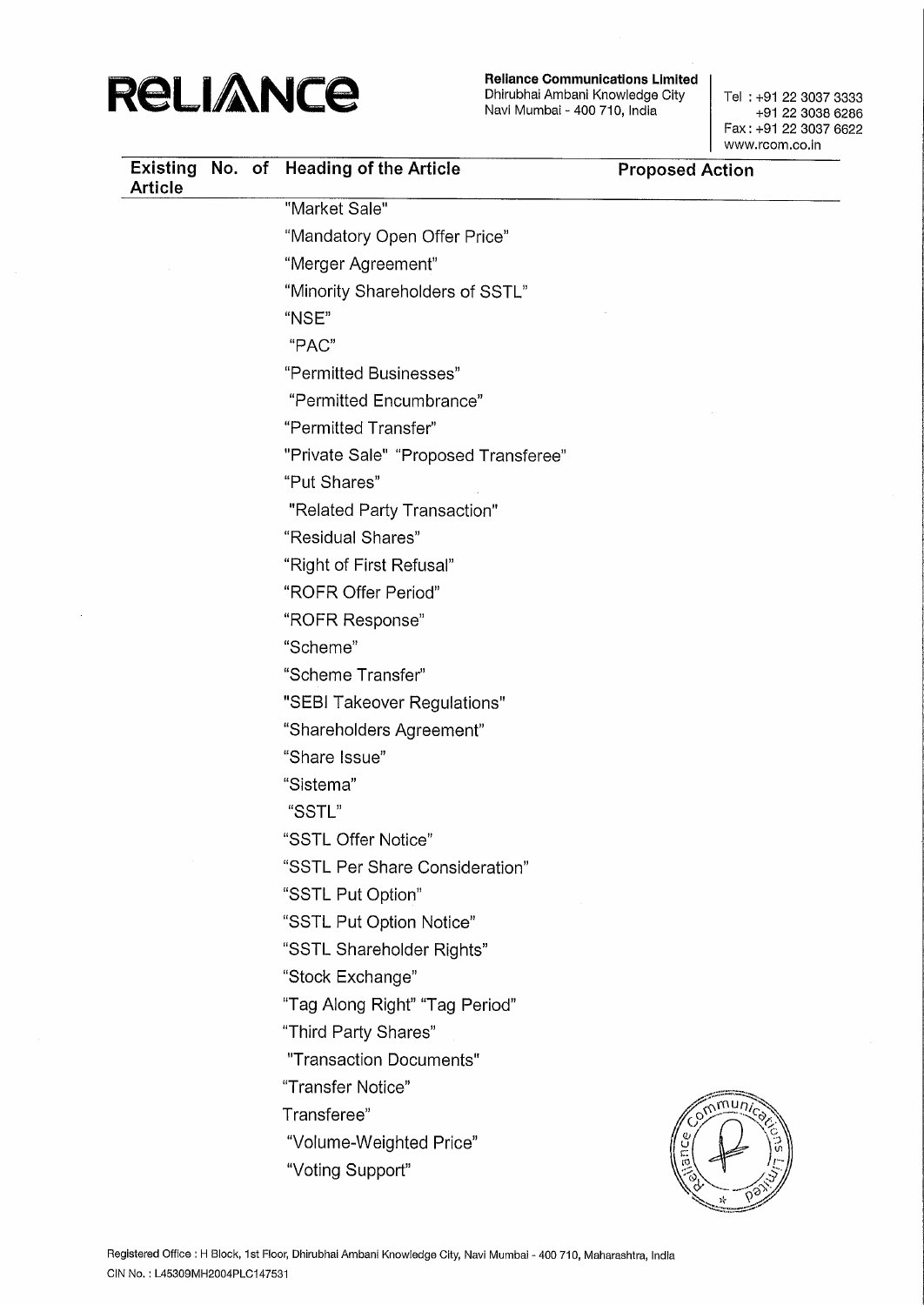| Existing No. of Article | Heading of the Article | Proposed Action |
|---|---|---|
| | "Market Sale" | |
| | "Mandatory Open Offer Price" | |
| | "Merger Agreement" | |
| | "Minority Shareholders of SSTL" | |
| | "NSE" | |
| | "PAC" | |
| | "Permitted Businesses" | |
| | "Permitted Encumbrance" | |
| | "Permitted Transfer" | |
| | "Private Sale" "Proposed Transferee" | |
| | "Put Shares" | |
| | "Related Party Transaction" | |
| | "Residual Shares" | |
| | "Right of First Refusal" | |
| | "ROFR Offer Period" | |
| | "ROFR Response" | |
| | "Scheme" | |
| | "Scheme Transfer" | |
| | "SEBI Takeover Regulations" | |
| | "Shareholders Agreement" | |
| | "Share Issue" | |
| | "Sistema" | |
| | "SSTL" | |
| | "SSTL Offer Notice" | |
| | "SSTL Per Share Consideration" | |
| | "SSTL Put Option" | |
| | "SSTL Put Option Notice" | |
| | "SSTL Shareholder Rights" | |
| | "Stock Exchange" | |
| | "Tag Along Right" "Tag Period" | |
| | "Third Party Shares" | |
| | "Transaction Documents" | |
| | "Transfer Notice" | |
| | Transferee" | |
| | "Volume-Weighted Price" | |
| | "Voting Support" | |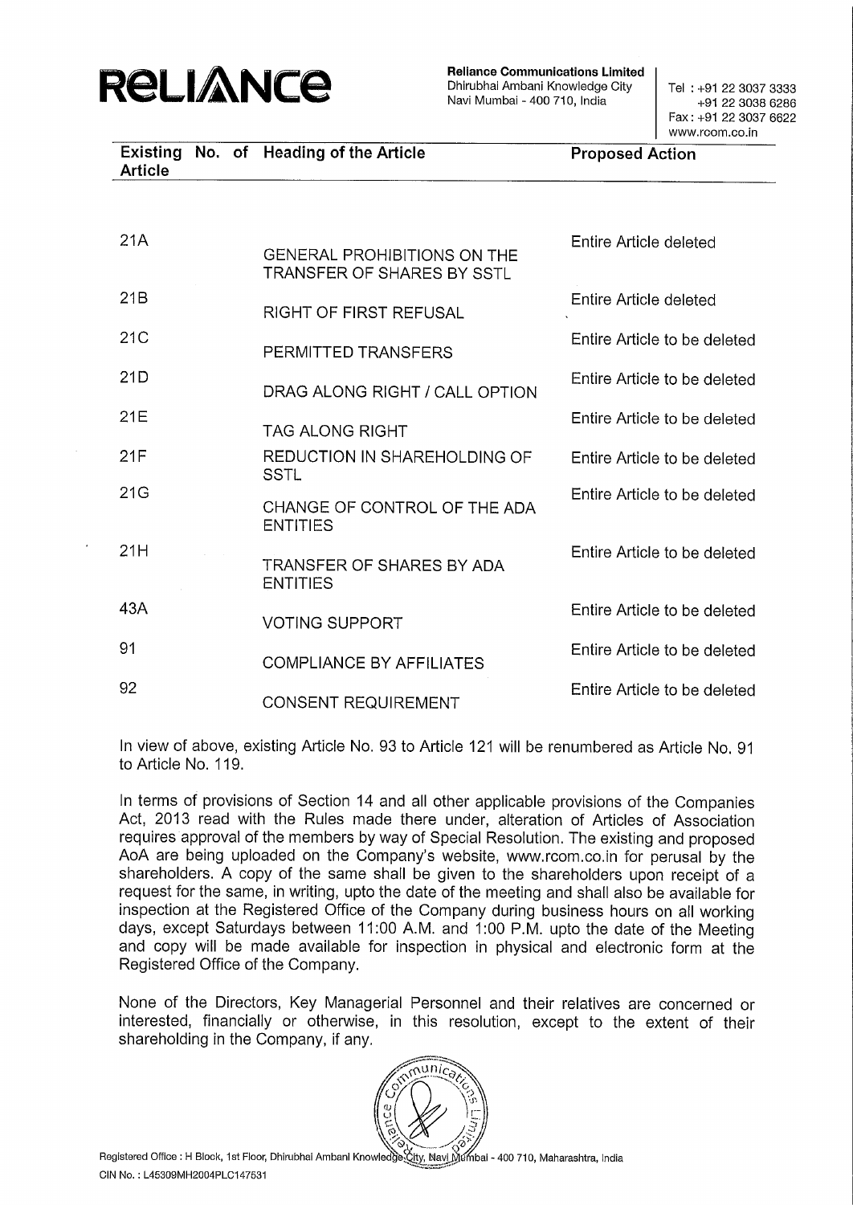| Existing No. of Article | Heading of the Article | Proposed Action |
|---|---|---|
| 21A | GENERAL PROHIBITIONS ON THE TRANSFER OF SHARES BY SSTL | Entire Article deleted |
| 21B | RIGHT OF FIRST REFUSAL | Entire Article deleted |
| 21C | PERMITTED TRANSFERS | Entire Article to be deleted |
| 21D | DRAG ALONG RIGHT / CALL OPTION | Entire Article to be deleted |
| 21E | TAG ALONG RIGHT | Entire Article to be deleted |
| 21F | REDUCTION IN SHAREHOLDING OF SSTL | Entire Article to be deleted |
| 21G | CHANGE OF CONTROL OF THE ADA ENTITIES | Entire Article to be deleted |
| 21H | TRANSFER OF SHARES BY ADA ENTITIES | Entire Article to be deleted |
| 43A | VOTING SUPPORT | Entire Article to be deleted |
| 91 | COMPLIANCE BY AFFILIATES | Entire Article to be deleted |
| 92 | CONSENT REQUIREMENT | Entire Article to be deleted |

In view of above, existing Article No. 93 to Article 121 will be renumbered as Article No. 91 to Article No. 119.

In terms of provisions of Section 14 and all other applicable provisions of the Companies Act, 2013 read with the Rules made there under, alteration of Articles of Association requires approval of the members by way of Special Resolution. The existing and proposed AoA are being uploaded on the Company's website, www.rcom.co.in for perusal by the shareholders. A copy of the same shall be given to the shareholders upon receipt of a request for the same, in writing, upto the date of the meeting and shall also be available for inspection at the Registered Office of the Company during business hours on all working days, except Saturdays between 11:00 A.M. and 1:00 P.M. upto the date of the Meeting and copy will be made available for inspection in physical and electronic form at the Registered Office of the Company.

None of the Directors, Key Managerial Personnel and their relatives are concerned or interested, financially or otherwise, in this resolution, except to the extent of their shareholding in the Company, if any.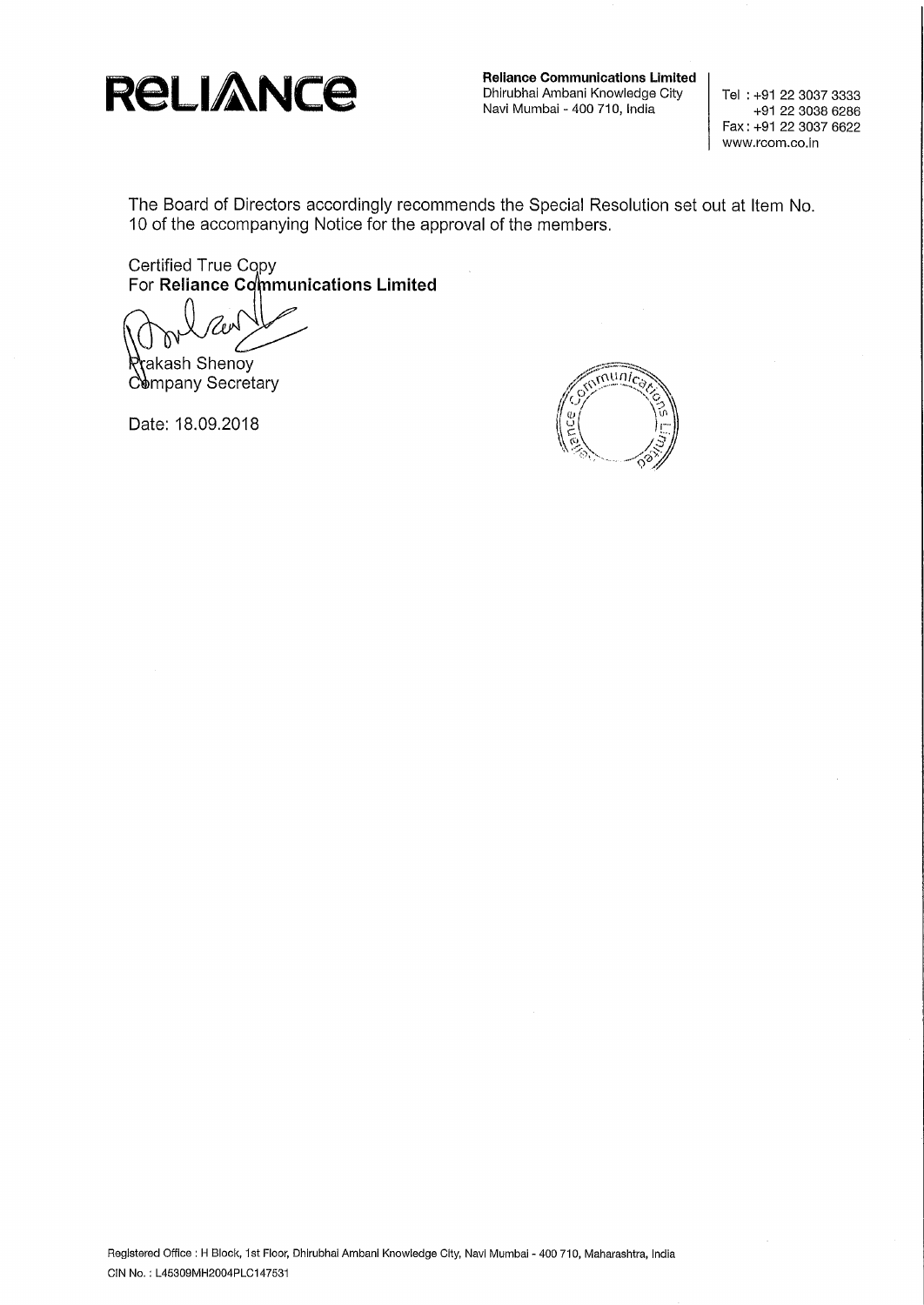The Board of Directors accordingly recommends the Special Resolution set out at Item No. 10 of the accompanying Notice for the approval of the members.

Certified True Copy
For **Reliance Communications Limited**

Prakash Shenoy
Company Secretary

Date: 18.09.2018